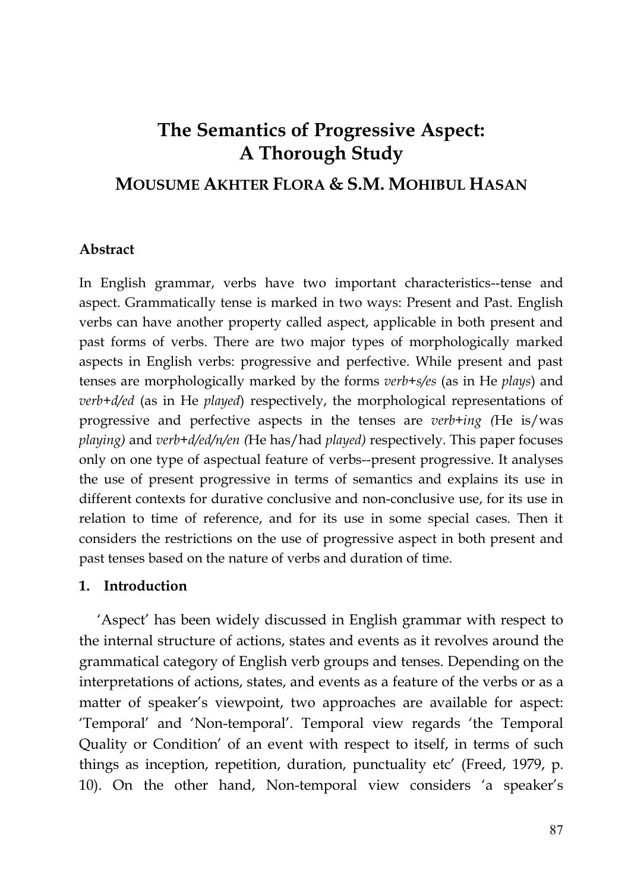# The Semantics of Progressive Aspect: A Thorough Study

## MOUSUME AKHTER FLORA & S.M. MOHIBUL HASAN

### Abstract

In English grammar, verbs have two important characteristics--tense and aspect. Grammatically tense is marked in two ways: Present and Past. English verbs can have another property called aspect, applicable in both present and past forms of verbs. There are two major types of morphologically marked aspects in English verbs: progressive and perfective. While present and past tenses are morphologically marked by the forms *verb+s/es* (as in He *plays*) and *verb+d/ed* (as in He *played*) respectively, the morphological representations of progressive and perfective aspects in the tenses are *verb+ing (*He is/was *playing)* and *verb+d/ed/n/en (*He has/had *played)* respectively. This paper focuses only on one type of aspectual feature of verbs--present progressive. It analyses the use of present progressive in terms of semantics and explains its use in different contexts for durative conclusive and non-conclusive use, for its use in relation to time of reference, and for its use in some special cases. Then it considers the restrictions on the use of progressive aspect in both present and past tenses based on the nature of verbs and duration of time.

### 1. Introduction

'Aspect' has been widely discussed in English grammar with respect to the internal structure of actions, states and events as it revolves around the grammatical category of English verb groups and tenses. Depending on the interpretations of actions, states, and events as a feature of the verbs or as a matter of speaker's viewpoint, two approaches are available for aspect: 'Temporal' and 'Non-temporal'. Temporal view regards 'the Temporal Quality or Condition' of an event with respect to itself, in terms of such things as inception, repetition, duration, punctuality etc' (Freed, 1979, p. 10). On the other hand, Non-temporal view considers 'a speaker's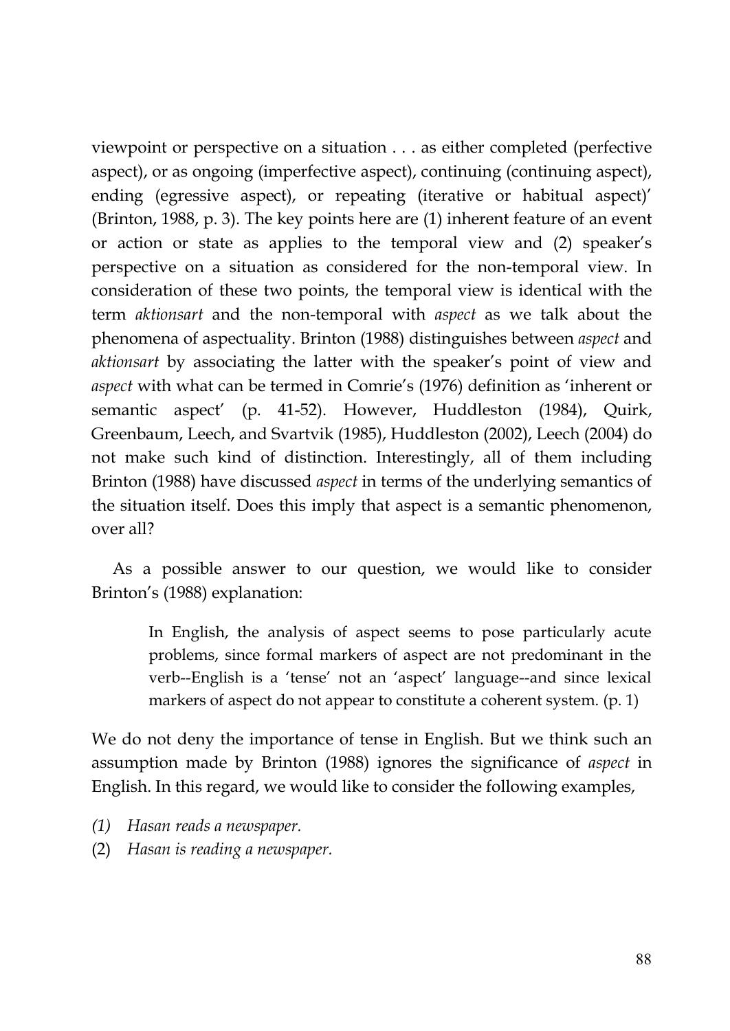viewpoint or perspective on a situation . . . as either completed (perfective aspect), or as ongoing (imperfective aspect), continuing (continuing aspect), ending (egressive aspect), or repeating (iterative or habitual aspect)' (Brinton, 1988, p. 3). The key points here are (1) inherent feature of an event or action or state as applies to the temporal view and (2) speaker's perspective on a situation as considered for the non-temporal view. In consideration of these two points, the temporal view is identical with the term *aktionsart* and the non-temporal with *aspect* as we talk about the phenomena of aspectuality. Brinton (1988) distinguishes between *aspect* and *aktionsart* by associating the latter with the speaker's point of view and *aspect* with what can be termed in Comrie's (1976) definition as 'inherent or semantic aspect' (p. 41-52). However, Huddleston (1984), Quirk, Greenbaum, Leech, and Svartvik (1985), Huddleston (2002), Leech (2004) do not make such kind of distinction. Interestingly, all of them including Brinton (1988) have discussed *aspect* in terms of the underlying semantics of the situation itself. Does this imply that aspect is a semantic phenomenon, over all?

As a possible answer to our question, we would like to consider Brinton's (1988) explanation:

> In English, the analysis of aspect seems to pose particularly acute problems, since formal markers of aspect are not predominant in the verb--English is a 'tense' not an 'aspect' language--and since lexical markers of aspect do not appear to constitute a coherent system. (p. 1)

We do not deny the importance of tense in English. But we think such an assumption made by Brinton (1988) ignores the significance of *aspect* in English. In this regard, we would like to consider the following examples,

*(1) Hasan reads a newspaper.*
(2) *Hasan is reading a newspaper.*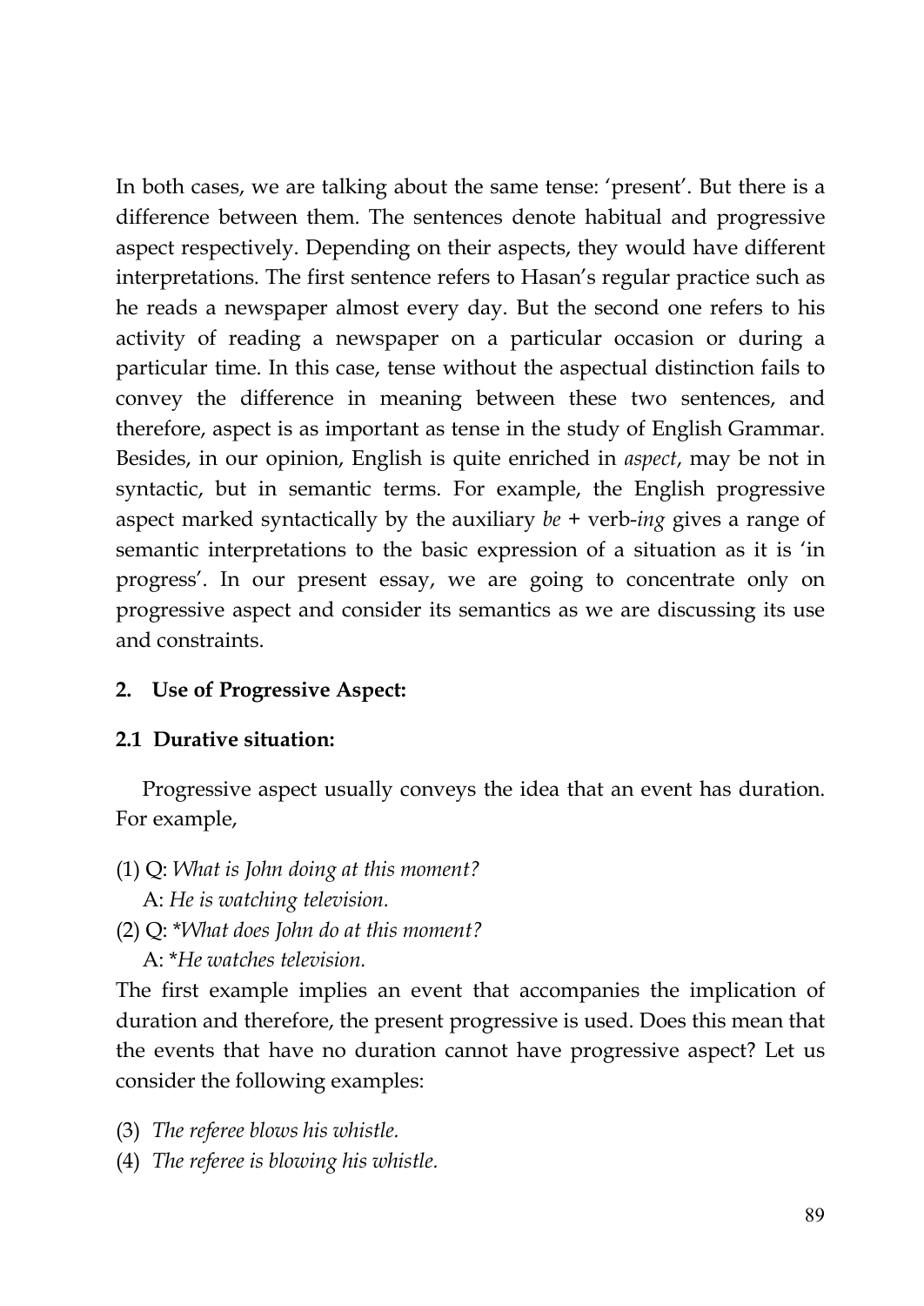In both cases, we are talking about the same tense: 'present'. But there is a difference between them. The sentences denote habitual and progressive aspect respectively. Depending on their aspects, they would have different interpretations. The first sentence refers to Hasan's regular practice such as he reads a newspaper almost every day. But the second one refers to his activity of reading a newspaper on a particular occasion or during a particular time. In this case, tense without the aspectual distinction fails to convey the difference in meaning between these two sentences, and therefore, aspect is as important as tense in the study of English Grammar. Besides, in our opinion, English is quite enriched in *aspect*, may be not in syntactic, but in semantic terms. For example, the English progressive aspect marked syntactically by the auxiliary *be* + verb-*ing* gives a range of semantic interpretations to the basic expression of a situation as it is 'in progress'. In our present essay, we are going to concentrate only on progressive aspect and consider its semantics as we are discussing its use and constraints.

## 2. Use of Progressive Aspect:

### 2.1 Durative situation:

Progressive aspect usually conveys the idea that an event has duration. For example,

(1) Q: *What is John doing at this moment?*
    A: *He is watching television.*
(2) Q: *\*What does John do at this moment?*
    A: *\*He watches television.*

The first example implies an event that accompanies the implication of duration and therefore, the present progressive is used. Does this mean that the events that have no duration cannot have progressive aspect? Let us consider the following examples:

(3) *The referee blows his whistle.*
(4) *The referee is blowing his whistle.*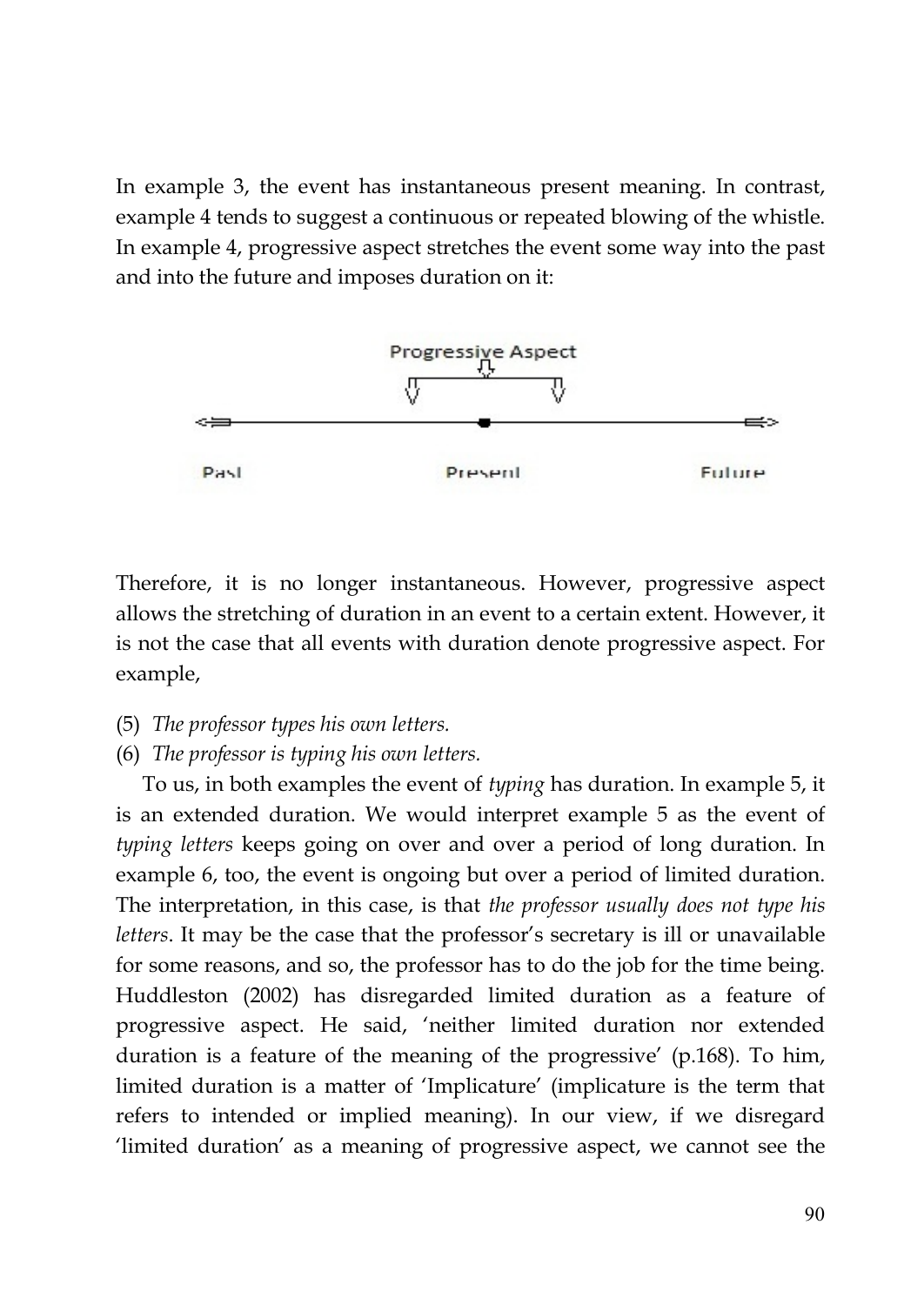In example 3, the event has instantaneous present meaning. In contrast, example 4 tends to suggest a continuous or repeated blowing of the whistle. In example 4, progressive aspect stretches the event some way into the past and into the future and imposes duration on it:

Progressive Aspect

Past    Present    Future

Therefore, it is no longer instantaneous. However, progressive aspect allows the stretching of duration in an event to a certain extent. However, it is not the case that all events with duration denote progressive aspect. For example,

(5) *The professor types his own letters.*
(6) *The professor is typing his own letters.*

To us, in both examples the event of *typing* has duration. In example 5, it is an extended duration. We would interpret example 5 as the event of *typing letters* keeps going on over and over a period of long duration. In example 6, too, the event is ongoing but over a period of limited duration. The interpretation, in this case, is that *the professor usually does not type his letters*. It may be the case that the professor's secretary is ill or unavailable for some reasons, and so, the professor has to do the job for the time being. Huddleston (2002) has disregarded limited duration as a feature of progressive aspect. He said, 'neither limited duration nor extended duration is a feature of the meaning of the progressive' (p.168). To him, limited duration is a matter of 'Implicature' (implicature is the term that refers to intended or implied meaning). In our view, if we disregard 'limited duration' as a meaning of progressive aspect, we cannot see the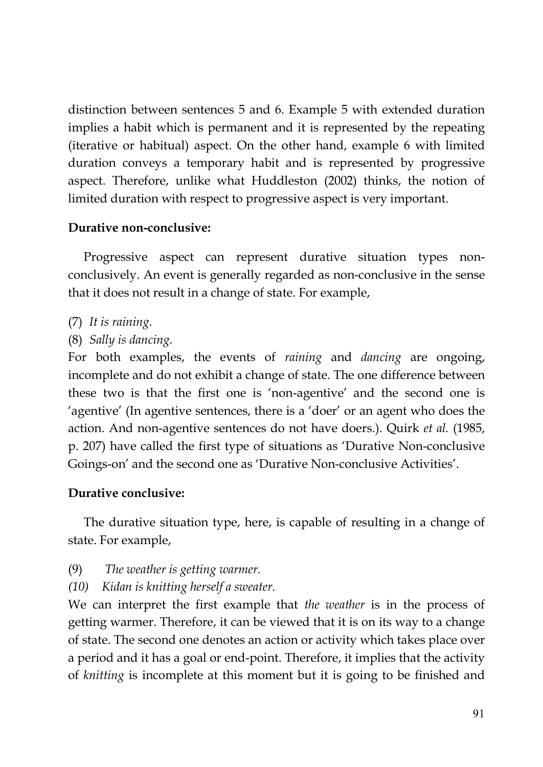distinction between sentences 5 and 6. Example 5 with extended duration implies a habit which is permanent and it is represented by the repeating (iterative or habitual) aspect. On the other hand, example 6 with limited duration conveys a temporary habit and is represented by progressive aspect. Therefore, unlike what Huddleston (2002) thinks, the notion of limited duration with respect to progressive aspect is very important.

**Durative non-conclusive:**

Progressive aspect can represent durative situation types non-conclusively. An event is generally regarded as non-conclusive in the sense that it does not result in a change of state. For example,

(7) *It is raining.*

(8) *Sally is dancing.*

For both examples, the events of *raining* and *dancing* are ongoing, incomplete and do not exhibit a change of state. The one difference between these two is that the first one is 'non-agentive' and the second one is 'agentive' (In agentive sentences, there is a 'doer' or an agent who does the action. And non-agentive sentences do not have doers.). Quirk *et al.* (1985, p. 207) have called the first type of situations as 'Durative Non-conclusive Goings-on' and the second one as 'Durative Non-conclusive Activities'.

**Durative conclusive:**

The durative situation type, here, is capable of resulting in a change of state. For example,

(9) *The weather is getting warmer.*

*(10) Kidan is knitting herself a sweater.*

We can interpret the first example that *the weather* is in the process of getting warmer. Therefore, it can be viewed that it is on its way to a change of state. The second one denotes an action or activity which takes place over a period and it has a goal or end-point. Therefore, it implies that the activity of *knitting* is incomplete at this moment but it is going to be finished and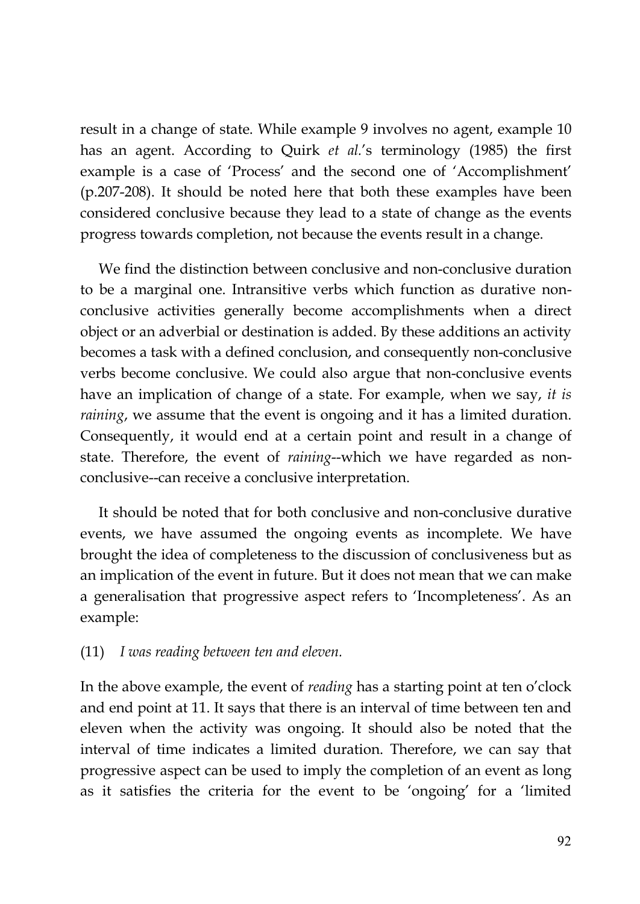result in a change of state. While example 9 involves no agent, example 10 has an agent. According to Quirk *et al.*'s terminology (1985) the first example is a case of 'Process' and the second one of 'Accomplishment' (p.207-208). It should be noted here that both these examples have been considered conclusive because they lead to a state of change as the events progress towards completion, not because the events result in a change.

We find the distinction between conclusive and non-conclusive duration to be a marginal one. Intransitive verbs which function as durative non-conclusive activities generally become accomplishments when a direct object or an adverbial or destination is added. By these additions an activity becomes a task with a defined conclusion, and consequently non-conclusive verbs become conclusive. We could also argue that non-conclusive events have an implication of change of a state. For example, when we say, *it is raining*, we assume that the event is ongoing and it has a limited duration. Consequently, it would end at a certain point and result in a change of state. Therefore, the event of *raining*--which we have regarded as non-conclusive--can receive a conclusive interpretation.

It should be noted that for both conclusive and non-conclusive durative events, we have assumed the ongoing events as incomplete. We have brought the idea of completeness to the discussion of conclusiveness but as an implication of the event in future. But it does not mean that we can make a generalisation that progressive aspect refers to 'Incompleteness'. As an example:

(11) *I was reading between ten and eleven.*

In the above example, the event of *reading* has a starting point at ten o'clock and end point at 11. It says that there is an interval of time between ten and eleven when the activity was ongoing. It should also be noted that the interval of time indicates a limited duration. Therefore, we can say that progressive aspect can be used to imply the completion of an event as long as it satisfies the criteria for the event to be 'ongoing' for a 'limited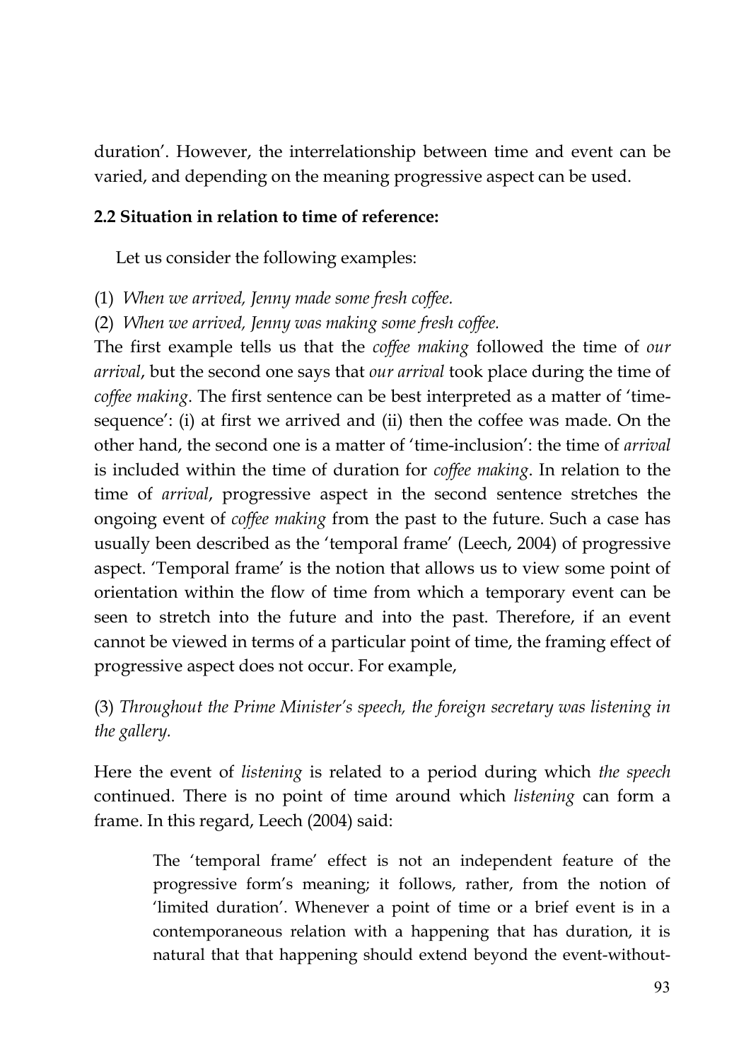duration'. However, the interrelationship between time and event can be varied, and depending on the meaning progressive aspect can be used.

### 2.2 Situation in relation to time of reference:

Let us consider the following examples:

(1) *When we arrived, Jenny made some fresh coffee.*

(2) *When we arrived, Jenny was making some fresh coffee.*

The first example tells us that the *coffee making* followed the time of *our arrival*, but the second one says that *our arrival* took place during the time of *coffee making*. The first sentence can be best interpreted as a matter of 'time-sequence': (i) at first we arrived and (ii) then the coffee was made. On the other hand, the second one is a matter of 'time-inclusion': the time of *arrival* is included within the time of duration for *coffee making*. In relation to the time of *arrival*, progressive aspect in the second sentence stretches the ongoing event of *coffee making* from the past to the future. Such a case has usually been described as the 'temporal frame' (Leech, 2004) of progressive aspect. 'Temporal frame' is the notion that allows us to view some point of orientation within the flow of time from which a temporary event can be seen to stretch into the future and into the past. Therefore, if an event cannot be viewed in terms of a particular point of time, the framing effect of progressive aspect does not occur. For example,

(3) *Throughout the Prime Minister's speech, the foreign secretary was listening in the gallery.*

Here the event of *listening* is related to a period during which *the speech* continued. There is no point of time around which *listening* can form a frame. In this regard, Leech (2004) said:

> The 'temporal frame' effect is not an independent feature of the progressive form's meaning; it follows, rather, from the notion of 'limited duration'. Whenever a point of time or a brief event is in a contemporaneous relation with a happening that has duration, it is natural that that happening should extend beyond the event-without-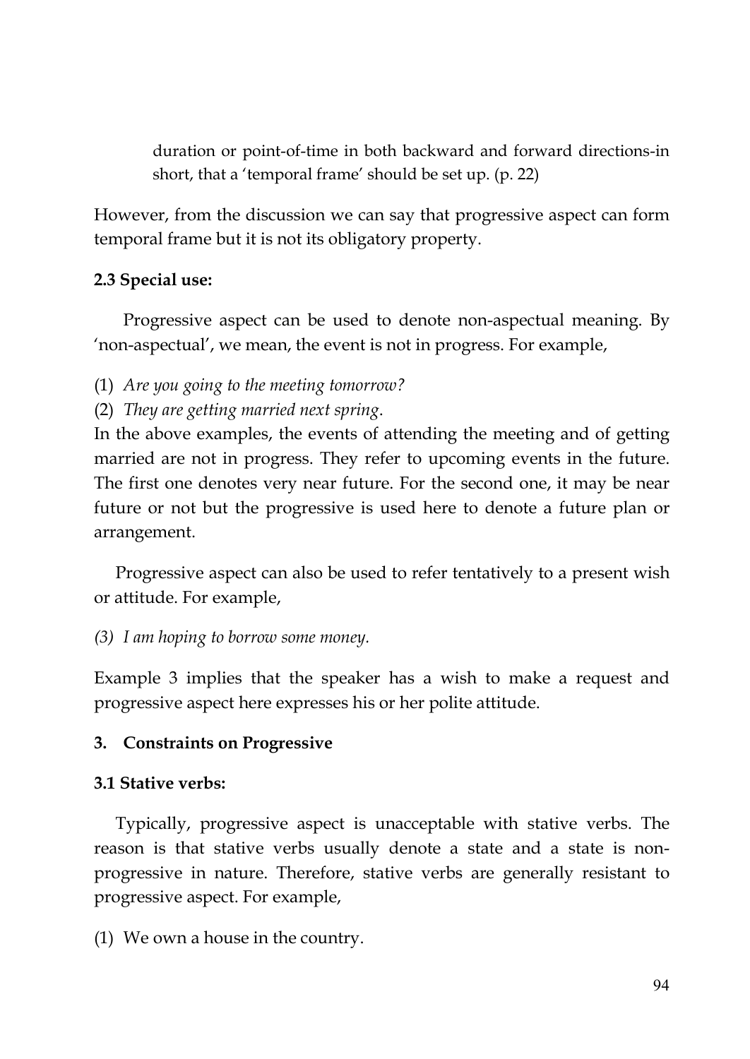> duration or point-of-time in both backward and forward directions-in short, that a 'temporal frame' should be set up. (p. 22)

However, from the discussion we can say that progressive aspect can form temporal frame but it is not its obligatory property.

**2.3 Special use:**

Progressive aspect can be used to denote non-aspectual meaning. By 'non-aspectual', we mean, the event is not in progress. For example,

(1) *Are you going to the meeting tomorrow?*
(2) *They are getting married next spring.*

In the above examples, the events of attending the meeting and of getting married are not in progress. They refer to upcoming events in the future. The first one denotes very near future. For the second one, it may be near future or not but the progressive is used here to denote a future plan or arrangement.

Progressive aspect can also be used to refer tentatively to a present wish or attitude. For example,

*(3) I am hoping to borrow some money.*

Example 3 implies that the speaker has a wish to make a request and progressive aspect here expresses his or her polite attitude.

**3. Constraints on Progressive**

**3.1 Stative verbs:**

Typically, progressive aspect is unacceptable with stative verbs. The reason is that stative verbs usually denote a state and a state is non-progressive in nature. Therefore, stative verbs are generally resistant to progressive aspect. For example,

(1) We own a house in the country.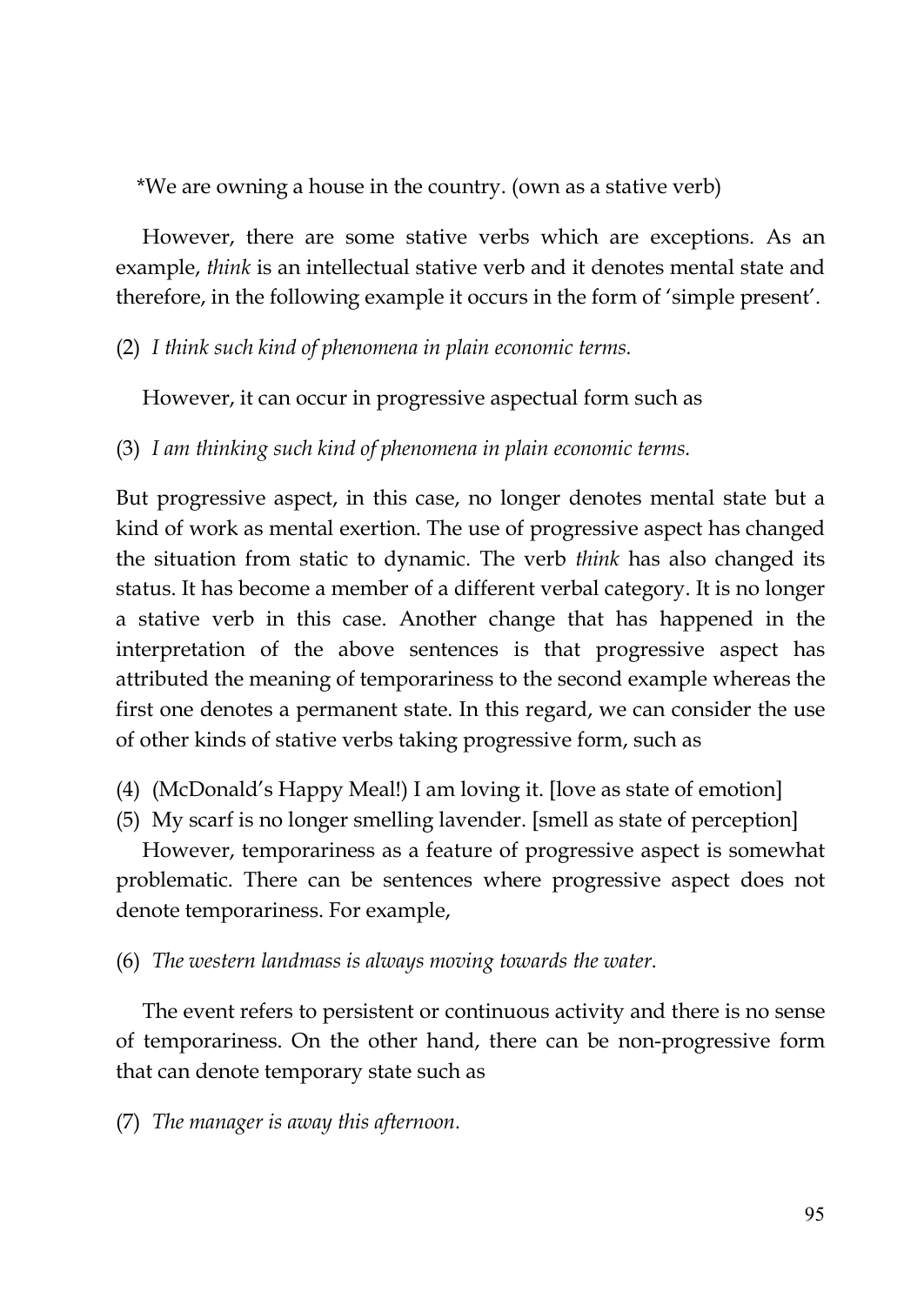*We are owning a house in the country. (own as a stative verb)

However, there are some stative verbs which are exceptions. As an example, *think* is an intellectual stative verb and it denotes mental state and therefore, in the following example it occurs in the form of 'simple present'.

(2) *I think such kind of phenomena in plain economic terms.*

However, it can occur in progressive aspectual form such as

(3) *I am thinking such kind of phenomena in plain economic terms.*

But progressive aspect, in this case, no longer denotes mental state but a kind of work as mental exertion. The use of progressive aspect has changed the situation from static to dynamic. The verb *think* has also changed its status. It has become a member of a different verbal category. It is no longer a stative verb in this case. Another change that has happened in the interpretation of the above sentences is that progressive aspect has attributed the meaning of temporariness to the second example whereas the first one denotes a permanent state. In this regard, we can consider the use of other kinds of stative verbs taking progressive form, such as

(4) (McDonald's Happy Meal!) I am loving it. [love as state of emotion]
(5) My scarf is no longer smelling lavender. [smell as state of perception]

However, temporariness as a feature of progressive aspect is somewhat problematic. There can be sentences where progressive aspect does not denote temporariness. For example,

(6) *The western landmass is always moving towards the water.*

The event refers to persistent or continuous activity and there is no sense of temporariness. On the other hand, there can be non-progressive form that can denote temporary state such as

(7) *The manager is away this afternoon.*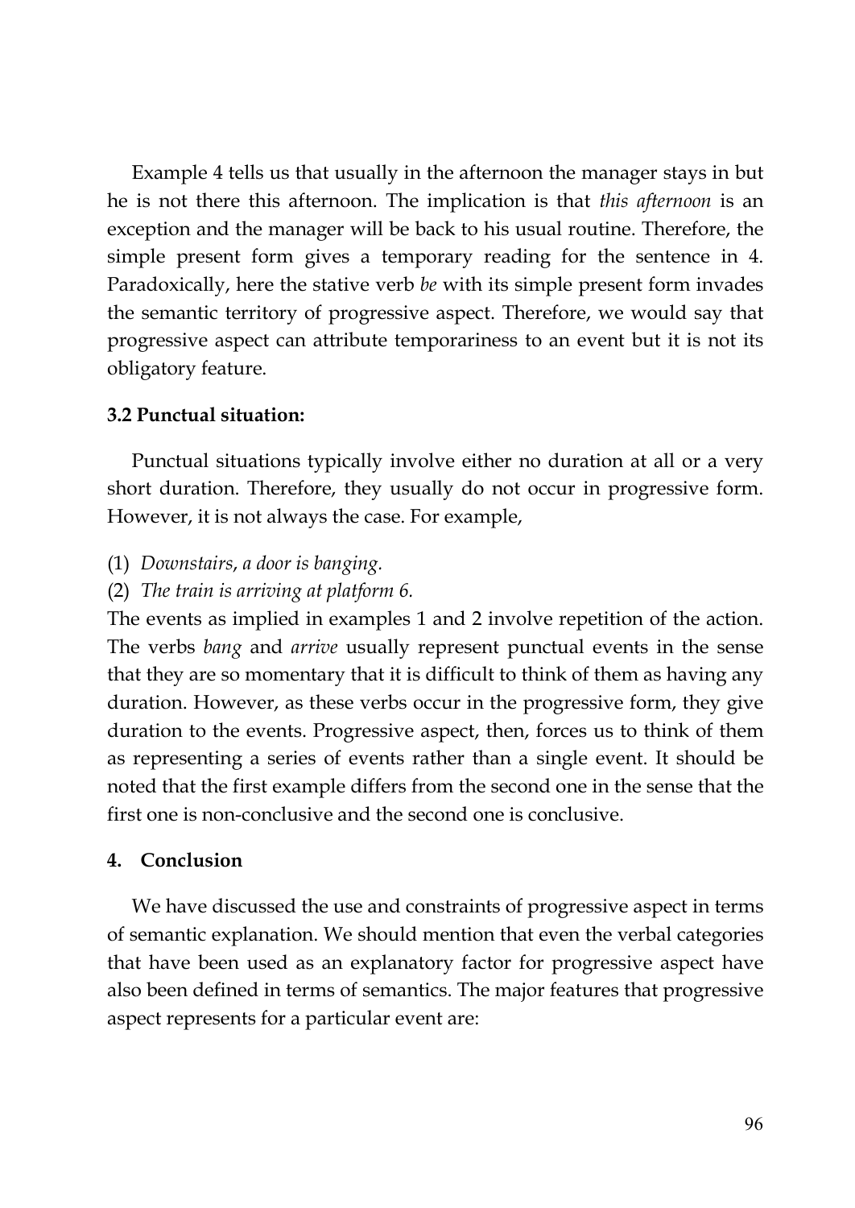Example 4 tells us that usually in the afternoon the manager stays in but he is not there this afternoon. The implication is that *this afternoon* is an exception and the manager will be back to his usual routine. Therefore, the simple present form gives a temporary reading for the sentence in 4. Paradoxically, here the stative verb *be* with its simple present form invades the semantic territory of progressive aspect. Therefore, we would say that progressive aspect can attribute temporariness to an event but it is not its obligatory feature.

### 3.2 Punctual situation:

Punctual situations typically involve either no duration at all or a very short duration. Therefore, they usually do not occur in progressive form. However, it is not always the case. For example,

(1) *Downstairs, a door is banging.*

(2) *The train is arriving at platform 6.*

The events as implied in examples 1 and 2 involve repetition of the action. The verbs *bang* and *arrive* usually represent punctual events in the sense that they are so momentary that it is difficult to think of them as having any duration. However, as these verbs occur in the progressive form, they give duration to the events. Progressive aspect, then, forces us to think of them as representing a series of events rather than a single event. It should be noted that the first example differs from the second one in the sense that the first one is non-conclusive and the second one is conclusive.

## 4. Conclusion

We have discussed the use and constraints of progressive aspect in terms of semantic explanation. We should mention that even the verbal categories that have been used as an explanatory factor for progressive aspect have also been defined in terms of semantics. The major features that progressive aspect represents for a particular event are: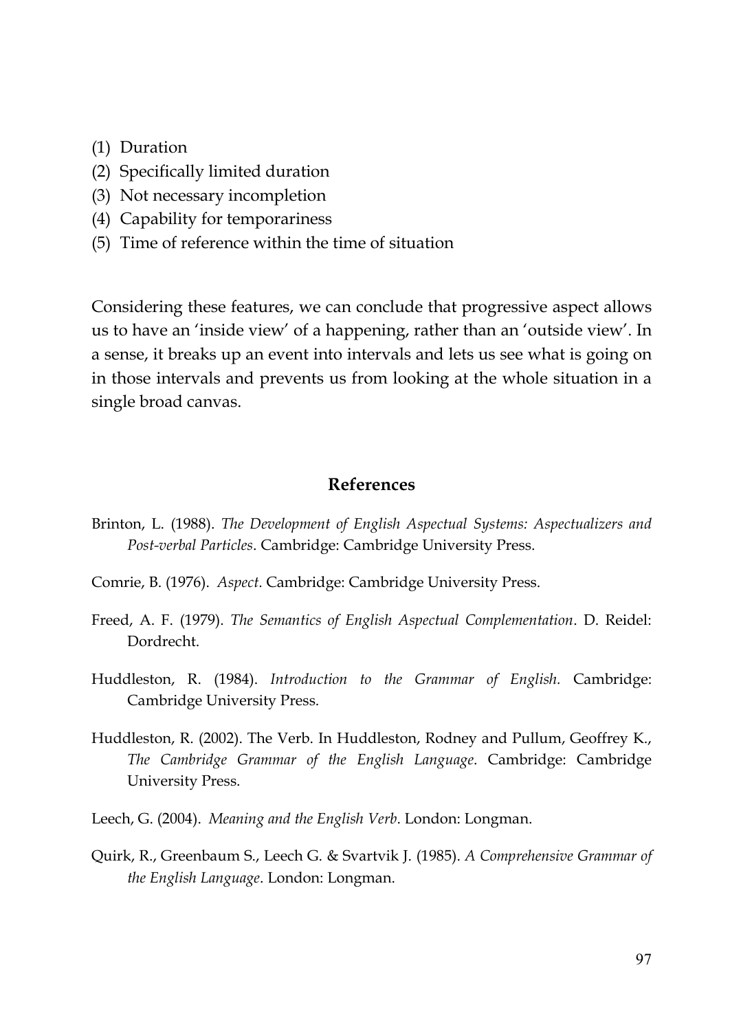1. Duration
2. Specifically limited duration
3. Not necessary incompletion
4. Capability for temporariness
5. Time of reference within the time of situation

Considering these features, we can conclude that progressive aspect allows us to have an 'inside view' of a happening, rather than an 'outside view'. In a sense, it breaks up an event into intervals and lets us see what is going on in those intervals and prevents us from looking at the whole situation in a single broad canvas.

## References

Brinton, L. (1988). *The Development of English Aspectual Systems: Aspectualizers and Post-verbal Particles*. Cambridge: Cambridge University Press.

Comrie, B. (1976). *Aspect*. Cambridge: Cambridge University Press.

Freed, A. F. (1979). *The Semantics of English Aspectual Complementation*. D. Reidel: Dordrecht.

Huddleston, R. (1984). *Introduction to the Grammar of English.* Cambridge: Cambridge University Press.

Huddleston, R. (2002). The Verb. In Huddleston, Rodney and Pullum, Geoffrey K., *The Cambridge Grammar of the English Language*. Cambridge: Cambridge University Press.

Leech, G. (2004). *Meaning and the English Verb*. London: Longman.

Quirk, R., Greenbaum S., Leech G. & Svartvik J. (1985). *A Comprehensive Grammar of the English Language*. London: Longman.